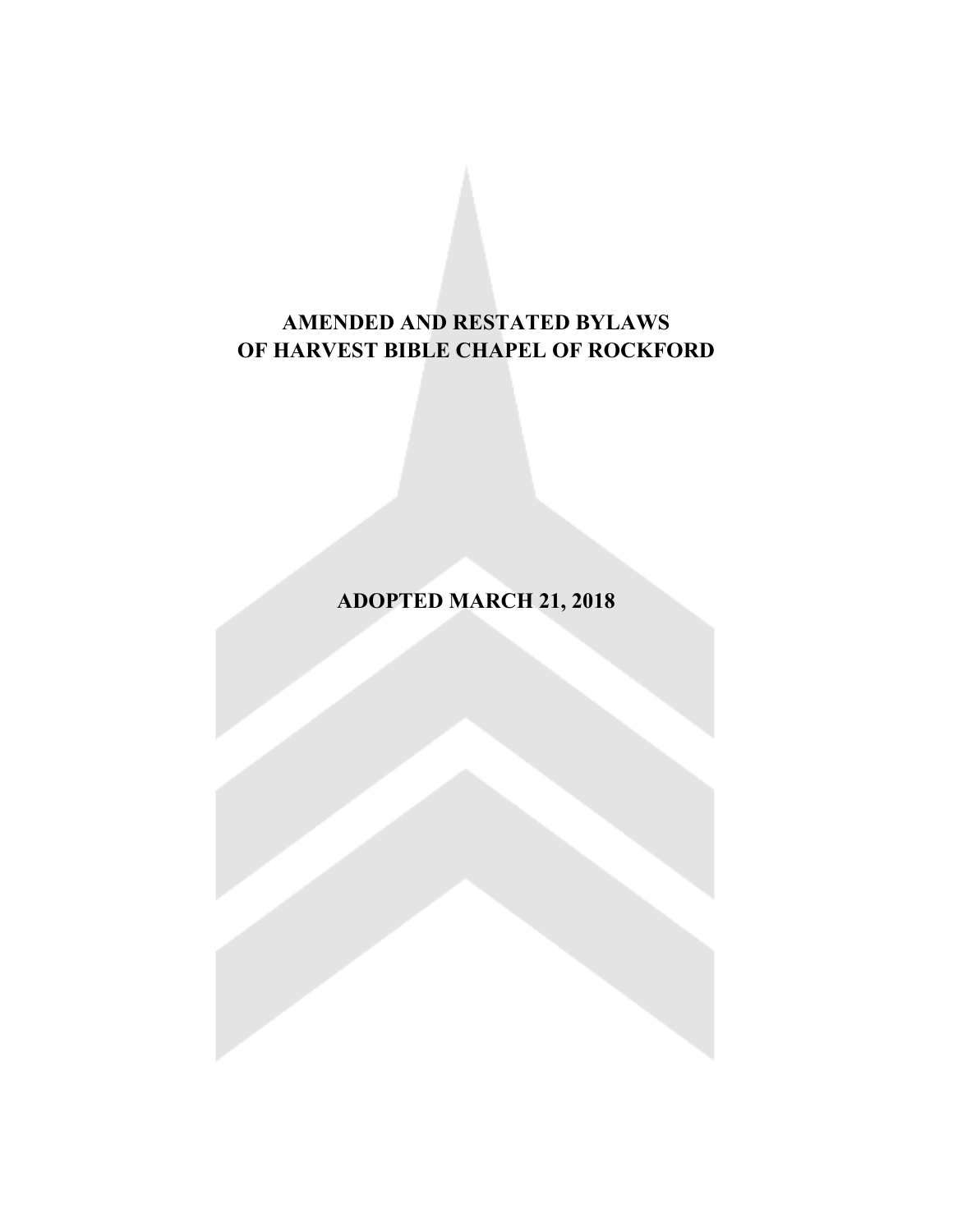# AMENDED AND RESTATED BYLAWS OF HARVEST BIBLE CHAPEL OF ROCKFORD

## ADOPTED MARCH 21, 2018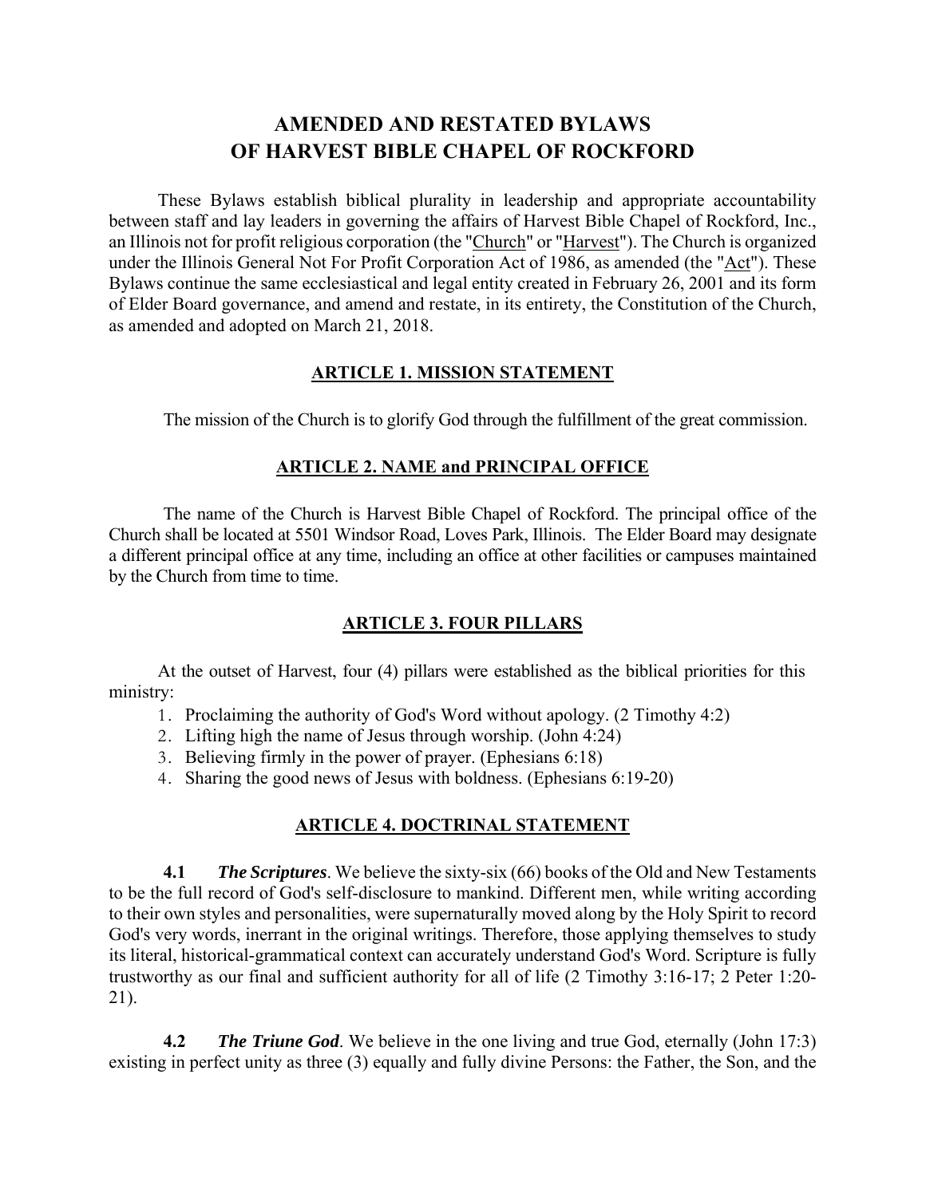# AMENDED AND RESTATED BYLAWS OF HARVEST BIBLE CHAPEL OF ROCKFORD

These Bylaws establish biblical plurality in leadership and appropriate accountability between staff and lay leaders in governing the affairs of Harvest Bible Chapel of Rockford, Inc., an Illinois not for profit religious corporation (the "Church" or "Harvest"). The Church is organized under the Illinois General Not For Profit Corporation Act of 1986, as amended (the "Act"). These Bylaws continue the same ecclesiastical and legal entity created in February 26, 2001 and its form of Elder Board governance, and amend and restate, in its entirety, the Constitution of the Church, as amended and adopted on March 21, 2018.

## ARTICLE 1. MISSION STATEMENT

The mission of the Church is to glorify God through the fulfillment of the great commission.

## ARTICLE 2. NAME and PRINCIPAL OFFICE

The name of the Church is Harvest Bible Chapel of Rockford. The principal office of the Church shall be located at 5501 Windsor Road, Loves Park, Illinois. The Elder Board may designate a different principal office at any time, including an office at other facilities or campuses maintained by the Church from time to time.

## ARTICLE 3. FOUR PILLARS

At the outset of Harvest, four (4) pillars were established as the biblical priorities for this ministry:

1. Proclaiming the authority of God's Word without apology. (2 Timothy 4:2)
2. Lifting high the name of Jesus through worship. (John 4:24)
3. Believing firmly in the power of prayer. (Ephesians 6:18)
4. Sharing the good news of Jesus with boldness. (Ephesians 6:19-20)

## ARTICLE 4. DOCTRINAL STATEMENT

**4.1** ***The Scriptures***. We believe the sixty-six (66) books of the Old and New Testaments to be the full record of God's self-disclosure to mankind. Different men, while writing according to their own styles and personalities, were supernaturally moved along by the Holy Spirit to record God's very words, inerrant in the original writings. Therefore, those applying themselves to study its literal, historical-grammatical context can accurately understand God's Word. Scripture is fully trustworthy as our final and sufficient authority for all of life (2 Timothy 3:16-17; 2 Peter 1:20-21).

**4.2** ***The Triune God***. We believe in the one living and true God, eternally (John 17:3) existing in perfect unity as three (3) equally and fully divine Persons: the Father, the Son, and the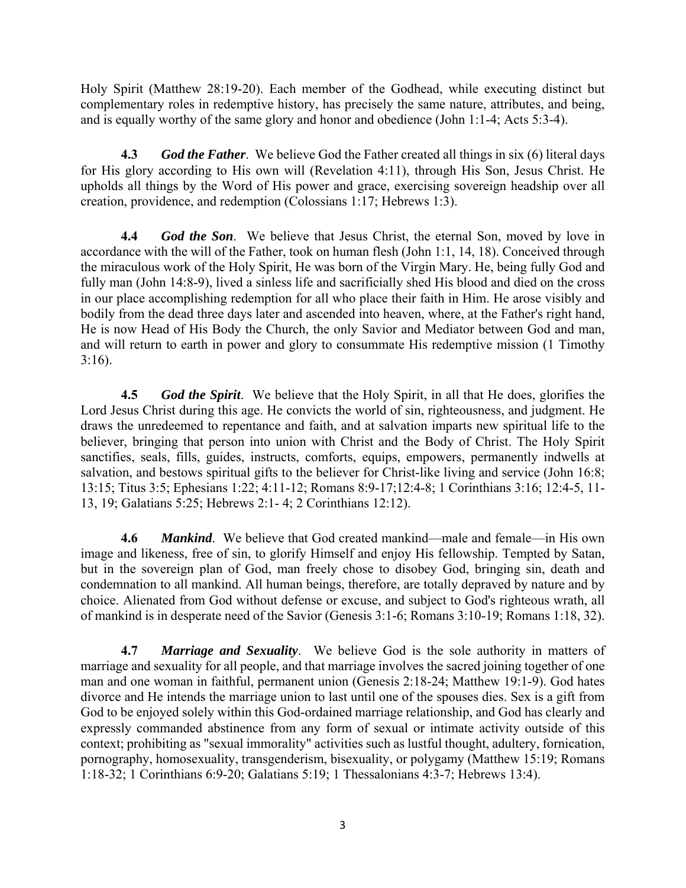Holy Spirit (Matthew 28:19-20). Each member of the Godhead, while executing distinct but complementary roles in redemptive history, has precisely the same nature, attributes, and being, and is equally worthy of the same glory and honor and obedience (John 1:1-4; Acts 5:3-4).

**4.3** ***God the Father***. We believe God the Father created all things in six (6) literal days for His glory according to His own will (Revelation 4:11), through His Son, Jesus Christ. He upholds all things by the Word of His power and grace, exercising sovereign headship over all creation, providence, and redemption (Colossians 1:17; Hebrews 1:3).

**4.4** ***God the Son***. We believe that Jesus Christ, the eternal Son, moved by love in accordance with the will of the Father, took on human flesh (John 1:1, 14, 18). Conceived through the miraculous work of the Holy Spirit, He was born of the Virgin Mary. He, being fully God and fully man (John 14:8-9), lived a sinless life and sacrificially shed His blood and died on the cross in our place accomplishing redemption for all who place their faith in Him. He arose visibly and bodily from the dead three days later and ascended into heaven, where, at the Father's right hand, He is now Head of His Body the Church, the only Savior and Mediator between God and man, and will return to earth in power and glory to consummate His redemptive mission (1 Timothy 3:16).

**4.5** ***God the Spirit***. We believe that the Holy Spirit, in all that He does, glorifies the Lord Jesus Christ during this age. He convicts the world of sin, righteousness, and judgment. He draws the unredeemed to repentance and faith, and at salvation imparts new spiritual life to the believer, bringing that person into union with Christ and the Body of Christ. The Holy Spirit sanctifies, seals, fills, guides, instructs, comforts, equips, empowers, permanently indwells at salvation, and bestows spiritual gifts to the believer for Christ-like living and service (John 16:8; 13:15; Titus 3:5; Ephesians 1:22; 4:11-12; Romans 8:9-17;12:4-8; 1 Corinthians 3:16; 12:4-5, 11-13, 19; Galatians 5:25; Hebrews 2:1- 4; 2 Corinthians 12:12).

**4.6** ***Mankind***. We believe that God created mankind—male and female—in His own image and likeness, free of sin, to glorify Himself and enjoy His fellowship. Tempted by Satan, but in the sovereign plan of God, man freely chose to disobey God, bringing sin, death and condemnation to all mankind. All human beings, therefore, are totally depraved by nature and by choice. Alienated from God without defense or excuse, and subject to God's righteous wrath, all of mankind is in desperate need of the Savior (Genesis 3:1-6; Romans 3:10-19; Romans 1:18, 32).

**4.7** ***Marriage and Sexuality***. We believe God is the sole authority in matters of marriage and sexuality for all people, and that marriage involves the sacred joining together of one man and one woman in faithful, permanent union (Genesis 2:18-24; Matthew 19:1-9). God hates divorce and He intends the marriage union to last until one of the spouses dies. Sex is a gift from God to be enjoyed solely within this God-ordained marriage relationship, and God has clearly and expressly commanded abstinence from any form of sexual or intimate activity outside of this context; prohibiting as "sexual immorality" activities such as lustful thought, adultery, fornication, pornography, homosexuality, transgenderism, bisexuality, or polygamy (Matthew 15:19; Romans 1:18-32; 1 Corinthians 6:9-20; Galatians 5:19; 1 Thessalonians 4:3-7; Hebrews 13:4).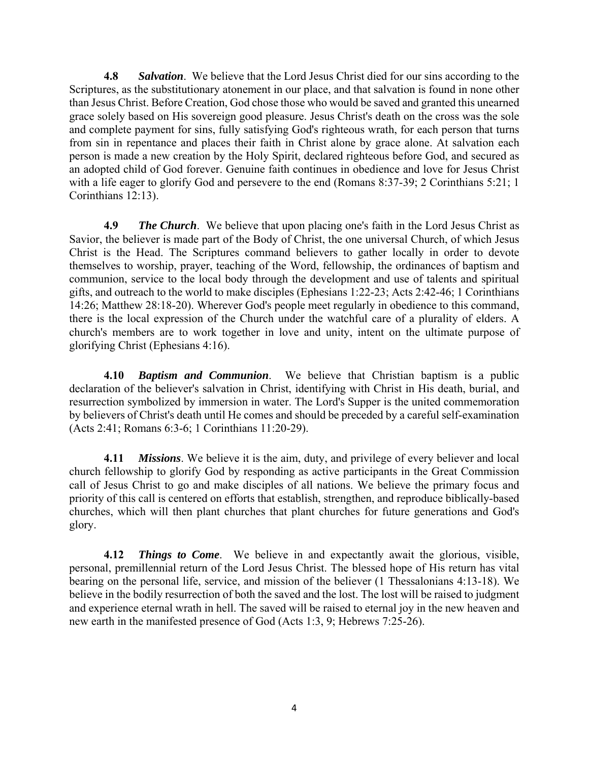**4.8** ***Salvation***. We believe that the Lord Jesus Christ died for our sins according to the Scriptures, as the substitutionary atonement in our place, and that salvation is found in none other than Jesus Christ. Before Creation, God chose those who would be saved and granted this unearned grace solely based on His sovereign good pleasure. Jesus Christ's death on the cross was the sole and complete payment for sins, fully satisfying God's righteous wrath, for each person that turns from sin in repentance and places their faith in Christ alone by grace alone. At salvation each person is made a new creation by the Holy Spirit, declared righteous before God, and secured as an adopted child of God forever. Genuine faith continues in obedience and love for Jesus Christ with a life eager to glorify God and persevere to the end (Romans 8:37-39; 2 Corinthians 5:21; 1 Corinthians 12:13).

**4.9** ***The Church***. We believe that upon placing one's faith in the Lord Jesus Christ as Savior, the believer is made part of the Body of Christ, the one universal Church, of which Jesus Christ is the Head. The Scriptures command believers to gather locally in order to devote themselves to worship, prayer, teaching of the Word, fellowship, the ordinances of baptism and communion, service to the local body through the development and use of talents and spiritual gifts, and outreach to the world to make disciples (Ephesians 1:22-23; Acts 2:42-46; 1 Corinthians 14:26; Matthew 28:18-20). Wherever God's people meet regularly in obedience to this command, there is the local expression of the Church under the watchful care of a plurality of elders. A church's members are to work together in love and unity, intent on the ultimate purpose of glorifying Christ (Ephesians 4:16).

**4.10** ***Baptism and Communion***. We believe that Christian baptism is a public declaration of the believer's salvation in Christ, identifying with Christ in His death, burial, and resurrection symbolized by immersion in water. The Lord's Supper is the united commemoration by believers of Christ's death until He comes and should be preceded by a careful self-examination (Acts 2:41; Romans 6:3-6; 1 Corinthians 11:20-29).

**4.11** ***Missions***. We believe it is the aim, duty, and privilege of every believer and local church fellowship to glorify God by responding as active participants in the Great Commission call of Jesus Christ to go and make disciples of all nations. We believe the primary focus and priority of this call is centered on efforts that establish, strengthen, and reproduce biblically-based churches, which will then plant churches that plant churches for future generations and God's glory.

**4.12** ***Things to Come***. We believe in and expectantly await the glorious, visible, personal, premillennial return of the Lord Jesus Christ. The blessed hope of His return has vital bearing on the personal life, service, and mission of the believer (1 Thessalonians 4:13-18). We believe in the bodily resurrection of both the saved and the lost. The lost will be raised to judgment and experience eternal wrath in hell. The saved will be raised to eternal joy in the new heaven and new earth in the manifested presence of God (Acts 1:3, 9; Hebrews 7:25-26).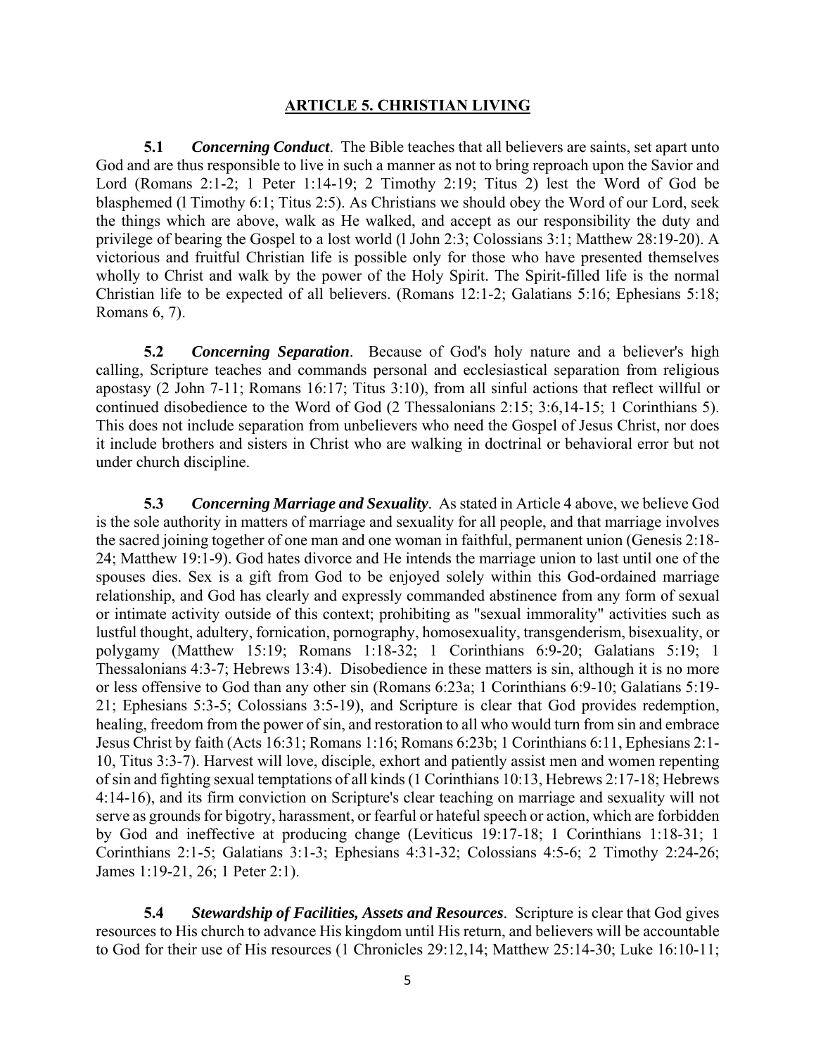## ARTICLE 5. CHRISTIAN LIVING

**5.1** ***Concerning Conduct***. The Bible teaches that all believers are saints, set apart unto God and are thus responsible to live in such a manner as not to bring reproach upon the Savior and Lord (Romans 2:1-2; 1 Peter 1:14-19; 2 Timothy 2:19; Titus 2) lest the Word of God be blasphemed (l Timothy 6:1; Titus 2:5). As Christians we should obey the Word of our Lord, seek the things which are above, walk as He walked, and accept as our responsibility the duty and privilege of bearing the Gospel to a lost world (l John 2:3; Colossians 3:1; Matthew 28:19-20). A victorious and fruitful Christian life is possible only for those who have presented themselves wholly to Christ and walk by the power of the Holy Spirit. The Spirit-filled life is the normal Christian life to be expected of all believers. (Romans 12:1-2; Galatians 5:16; Ephesians 5:18; Romans 6, 7).

**5.2** ***Concerning Separation***. Because of God's holy nature and a believer's high calling, Scripture teaches and commands personal and ecclesiastical separation from religious apostasy (2 John 7-11; Romans 16:17; Titus 3:10), from all sinful actions that reflect willful or continued disobedience to the Word of God (2 Thessalonians 2:15; 3:6,14-15; 1 Corinthians 5). This does not include separation from unbelievers who need the Gospel of Jesus Christ, nor does it include brothers and sisters in Christ who are walking in doctrinal or behavioral error but not under church discipline.

**5.3** ***Concerning Marriage and Sexuality***. As stated in Article 4 above, we believe God is the sole authority in matters of marriage and sexuality for all people, and that marriage involves the sacred joining together of one man and one woman in faithful, permanent union (Genesis 2:18-24; Matthew 19:1-9). God hates divorce and He intends the marriage union to last until one of the spouses dies. Sex is a gift from God to be enjoyed solely within this God-ordained marriage relationship, and God has clearly and expressly commanded abstinence from any form of sexual or intimate activity outside of this context; prohibiting as "sexual immorality" activities such as lustful thought, adultery, fornication, pornography, homosexuality, transgenderism, bisexuality, or polygamy (Matthew 15:19; Romans 1:18-32; 1 Corinthians 6:9-20; Galatians 5:19; 1 Thessalonians 4:3-7; Hebrews 13:4). Disobedience in these matters is sin, although it is no more or less offensive to God than any other sin (Romans 6:23a; 1 Corinthians 6:9-10; Galatians 5:19-21; Ephesians 5:3-5; Colossians 3:5-19), and Scripture is clear that God provides redemption, healing, freedom from the power of sin, and restoration to all who would turn from sin and embrace Jesus Christ by faith (Acts 16:31; Romans 1:16; Romans 6:23b; 1 Corinthians 6:11, Ephesians 2:1-10, Titus 3:3-7). Harvest will love, disciple, exhort and patiently assist men and women repenting of sin and fighting sexual temptations of all kinds (1 Corinthians 10:13, Hebrews 2:17-18; Hebrews 4:14-16), and its firm conviction on Scripture's clear teaching on marriage and sexuality will not serve as grounds for bigotry, harassment, or fearful or hateful speech or action, which are forbidden by God and ineffective at producing change (Leviticus 19:17-18; 1 Corinthians 1:18-31; 1 Corinthians 2:1-5; Galatians 3:1-3; Ephesians 4:31-32; Colossians 4:5-6; 2 Timothy 2:24-26; James 1:19-21, 26; 1 Peter 2:1).

**5.4** ***Stewardship of Facilities, Assets and Resources***. Scripture is clear that God gives resources to His church to advance His kingdom until His return, and believers will be accountable to God for their use of His resources (1 Chronicles 29:12,14; Matthew 25:14-30; Luke 16:10-11;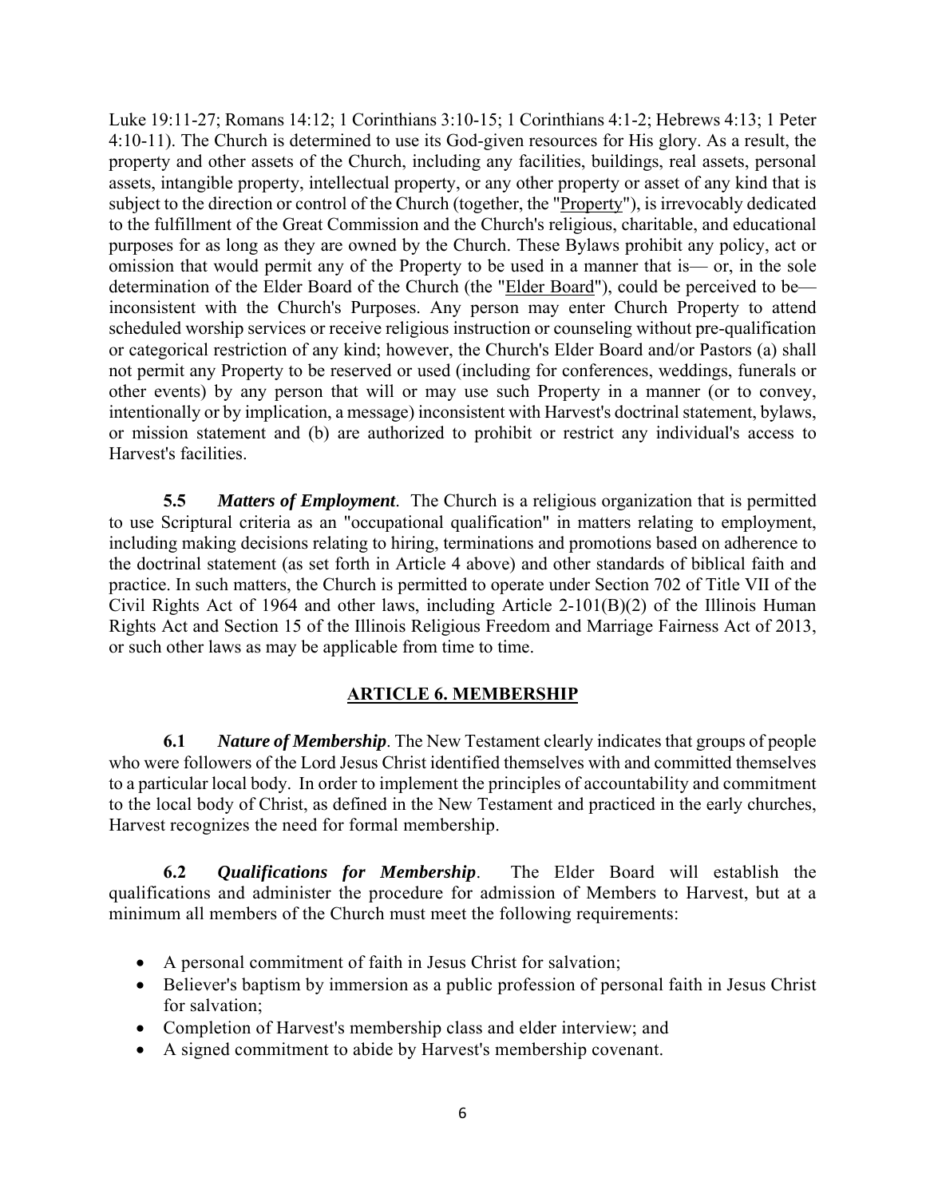Luke 19:11-27; Romans 14:12; 1 Corinthians 3:10-15; 1 Corinthians 4:1-2; Hebrews 4:13; 1 Peter 4:10-11). The Church is determined to use its God-given resources for His glory. As a result, the property and other assets of the Church, including any facilities, buildings, real assets, personal assets, intangible property, intellectual property, or any other property or asset of any kind that is subject to the direction or control of the Church (together, the "Property"), is irrevocably dedicated to the fulfillment of the Great Commission and the Church's religious, charitable, and educational purposes for as long as they are owned by the Church. These Bylaws prohibit any policy, act or omission that would permit any of the Property to be used in a manner that is— or, in the sole determination of the Elder Board of the Church (the "Elder Board"), could be perceived to be— inconsistent with the Church's Purposes. Any person may enter Church Property to attend scheduled worship services or receive religious instruction or counseling without pre-qualification or categorical restriction of any kind; however, the Church's Elder Board and/or Pastors (a) shall not permit any Property to be reserved or used (including for conferences, weddings, funerals or other events) by any person that will or may use such Property in a manner (or to convey, intentionally or by implication, a message) inconsistent with Harvest's doctrinal statement, bylaws, or mission statement and (b) are authorized to prohibit or restrict any individual's access to Harvest's facilities.

**5.5** ***Matters of Employment***. The Church is a religious organization that is permitted to use Scriptural criteria as an "occupational qualification" in matters relating to employment, including making decisions relating to hiring, terminations and promotions based on adherence to the doctrinal statement (as set forth in Article 4 above) and other standards of biblical faith and practice. In such matters, the Church is permitted to operate under Section 702 of Title VII of the Civil Rights Act of 1964 and other laws, including Article 2-101(B)(2) of the Illinois Human Rights Act and Section 15 of the Illinois Religious Freedom and Marriage Fairness Act of 2013, or such other laws as may be applicable from time to time.

## ARTICLE 6. MEMBERSHIP

**6.1** ***Nature of Membership***. The New Testament clearly indicates that groups of people who were followers of the Lord Jesus Christ identified themselves with and committed themselves to a particular local body. In order to implement the principles of accountability and commitment to the local body of Christ, as defined in the New Testament and practiced in the early churches, Harvest recognizes the need for formal membership.

**6.2** ***Qualifications for Membership***. The Elder Board will establish the qualifications and administer the procedure for admission of Members to Harvest, but at a minimum all members of the Church must meet the following requirements:

- A personal commitment of faith in Jesus Christ for salvation;
- Believer's baptism by immersion as a public profession of personal faith in Jesus Christ for salvation;
- Completion of Harvest's membership class and elder interview; and
- A signed commitment to abide by Harvest's membership covenant.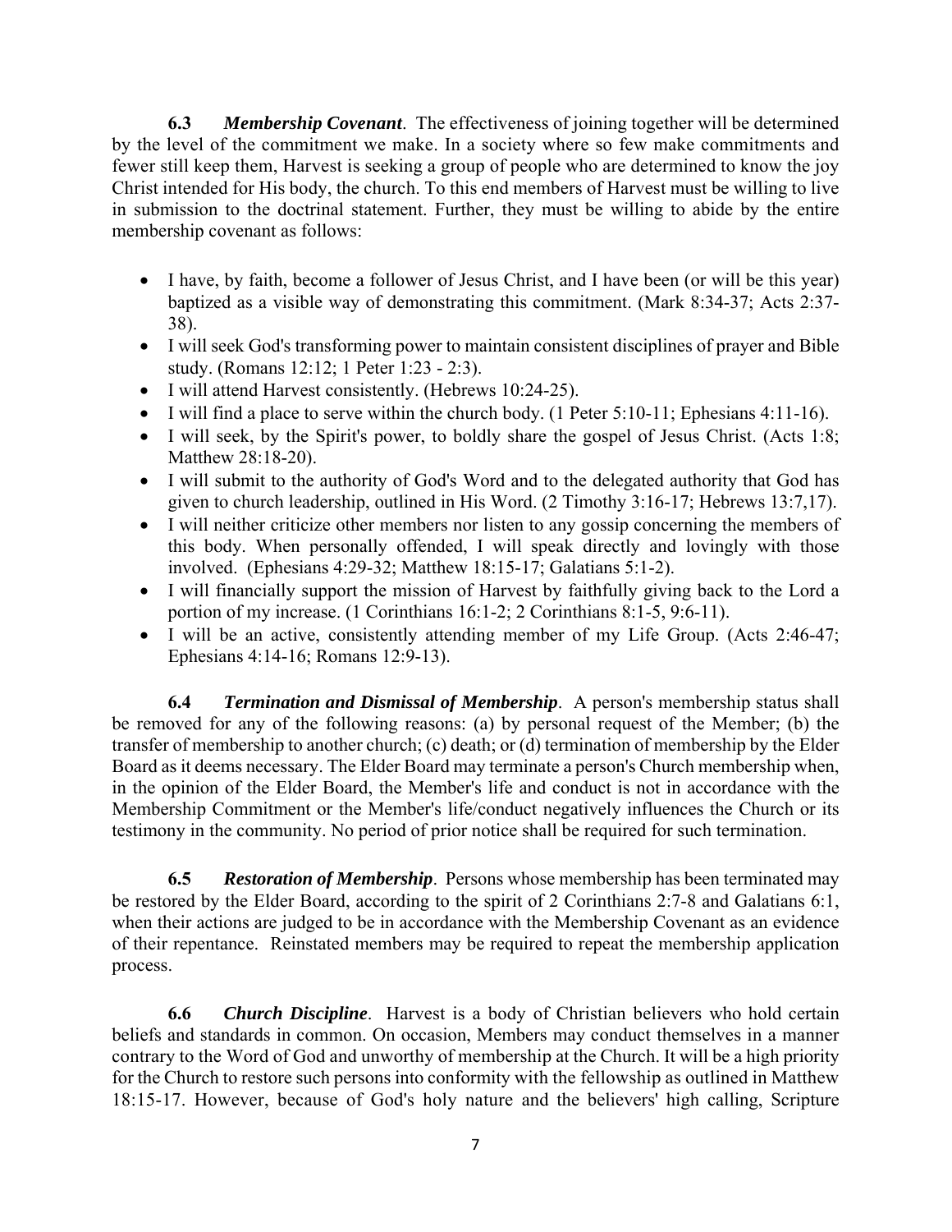**6.3** ***Membership Covenant***. The effectiveness of joining together will be determined by the level of the commitment we make. In a society where so few make commitments and fewer still keep them, Harvest is seeking a group of people who are determined to know the joy Christ intended for His body, the church. To this end members of Harvest must be willing to live in submission to the doctrinal statement. Further, they must be willing to abide by the entire membership covenant as follows:

- I have, by faith, become a follower of Jesus Christ, and I have been (or will be this year) baptized as a visible way of demonstrating this commitment. (Mark 8:34-37; Acts 2:37-38).
- I will seek God's transforming power to maintain consistent disciplines of prayer and Bible study. (Romans 12:12; 1 Peter 1:23 - 2:3).
- I will attend Harvest consistently. (Hebrews 10:24-25).
- I will find a place to serve within the church body. (1 Peter 5:10-11; Ephesians 4:11-16).
- I will seek, by the Spirit's power, to boldly share the gospel of Jesus Christ. (Acts 1:8; Matthew 28:18-20).
- I will submit to the authority of God's Word and to the delegated authority that God has given to church leadership, outlined in His Word. (2 Timothy 3:16-17; Hebrews 13:7,17).
- I will neither criticize other members nor listen to any gossip concerning the members of this body. When personally offended, I will speak directly and lovingly with those involved. (Ephesians 4:29-32; Matthew 18:15-17; Galatians 5:1-2).
- I will financially support the mission of Harvest by faithfully giving back to the Lord a portion of my increase. (1 Corinthians 16:1-2; 2 Corinthians 8:1-5, 9:6-11).
- I will be an active, consistently attending member of my Life Group. (Acts 2:46-47; Ephesians 4:14-16; Romans 12:9-13).

**6.4** ***Termination and Dismissal of Membership***. A person's membership status shall be removed for any of the following reasons: (a) by personal request of the Member; (b) the transfer of membership to another church; (c) death; or (d) termination of membership by the Elder Board as it deems necessary. The Elder Board may terminate a person's Church membership when, in the opinion of the Elder Board, the Member's life and conduct is not in accordance with the Membership Commitment or the Member's life/conduct negatively influences the Church or its testimony in the community. No period of prior notice shall be required for such termination.

**6.5** ***Restoration of Membership***. Persons whose membership has been terminated may be restored by the Elder Board, according to the spirit of 2 Corinthians 2:7-8 and Galatians 6:1, when their actions are judged to be in accordance with the Membership Covenant as an evidence of their repentance. Reinstated members may be required to repeat the membership application process.

**6.6** ***Church Discipline***. Harvest is a body of Christian believers who hold certain beliefs and standards in common. On occasion, Members may conduct themselves in a manner contrary to the Word of God and unworthy of membership at the Church. It will be a high priority for the Church to restore such persons into conformity with the fellowship as outlined in Matthew 18:15-17. However, because of God's holy nature and the believers' high calling, Scripture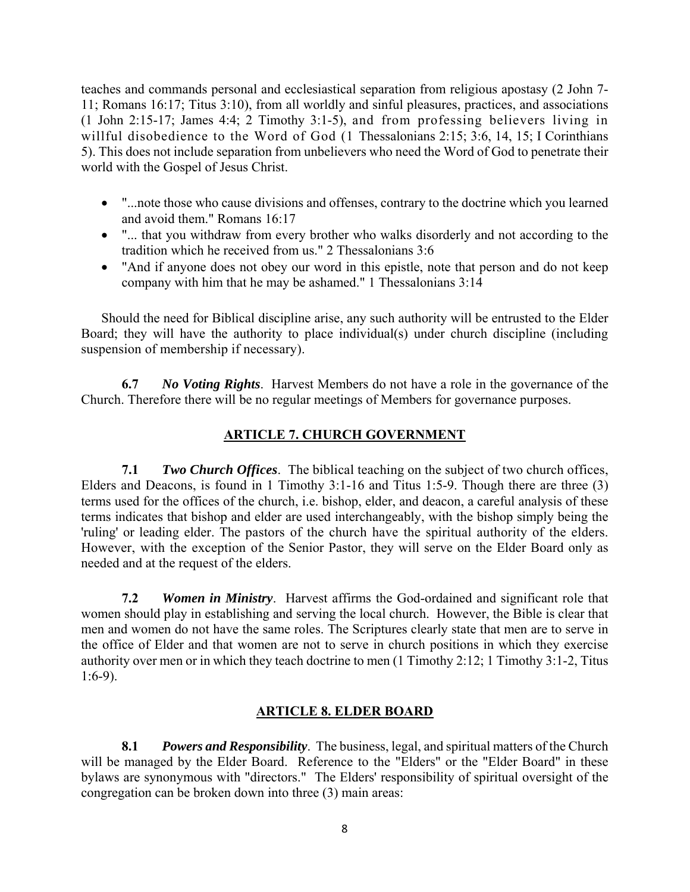teaches and commands personal and ecclesiastical separation from religious apostasy (2 John 7-11; Romans 16:17; Titus 3:10), from all worldly and sinful pleasures, practices, and associations (1 John 2:15-17; James 4:4; 2 Timothy 3:1-5), and from professing believers living in willful disobedience to the Word of God (1 Thessalonians 2:15; 3:6, 14, 15; I Corinthians 5). This does not include separation from unbelievers who need the Word of God to penetrate their world with the Gospel of Jesus Christ.

- "...note those who cause divisions and offenses, contrary to the doctrine which you learned and avoid them." Romans 16:17
- "... that you withdraw from every brother who walks disorderly and not according to the tradition which he received from us." 2 Thessalonians 3:6
- "And if anyone does not obey our word in this epistle, note that person and do not keep company with him that he may be ashamed." 1 Thessalonians 3:14

Should the need for Biblical discipline arise, any such authority will be entrusted to the Elder Board; they will have the authority to place individual(s) under church discipline (including suspension of membership if necessary).

**6.7** ***No Voting Rights***. Harvest Members do not have a role in the governance of the Church. Therefore there will be no regular meetings of Members for governance purposes.

## ARTICLE 7. CHURCH GOVERNMENT

**7.1** ***Two Church Offices***. The biblical teaching on the subject of two church offices, Elders and Deacons, is found in 1 Timothy 3:1-16 and Titus 1:5-9. Though there are three (3) terms used for the offices of the church, i.e. bishop, elder, and deacon, a careful analysis of these terms indicates that bishop and elder are used interchangeably, with the bishop simply being the 'ruling' or leading elder. The pastors of the church have the spiritual authority of the elders. However, with the exception of the Senior Pastor, they will serve on the Elder Board only as needed and at the request of the elders.

**7.2** ***Women in Ministry***. Harvest affirms the God-ordained and significant role that women should play in establishing and serving the local church. However, the Bible is clear that men and women do not have the same roles. The Scriptures clearly state that men are to serve in the office of Elder and that women are not to serve in church positions in which they exercise authority over men or in which they teach doctrine to men (1 Timothy 2:12; 1 Timothy 3:1-2, Titus 1:6-9).

## ARTICLE 8. ELDER BOARD

**8.1** ***Powers and Responsibility***. The business, legal, and spiritual matters of the Church will be managed by the Elder Board. Reference to the "Elders" or the "Elder Board" in these bylaws are synonymous with "directors." The Elders' responsibility of spiritual oversight of the congregation can be broken down into three (3) main areas: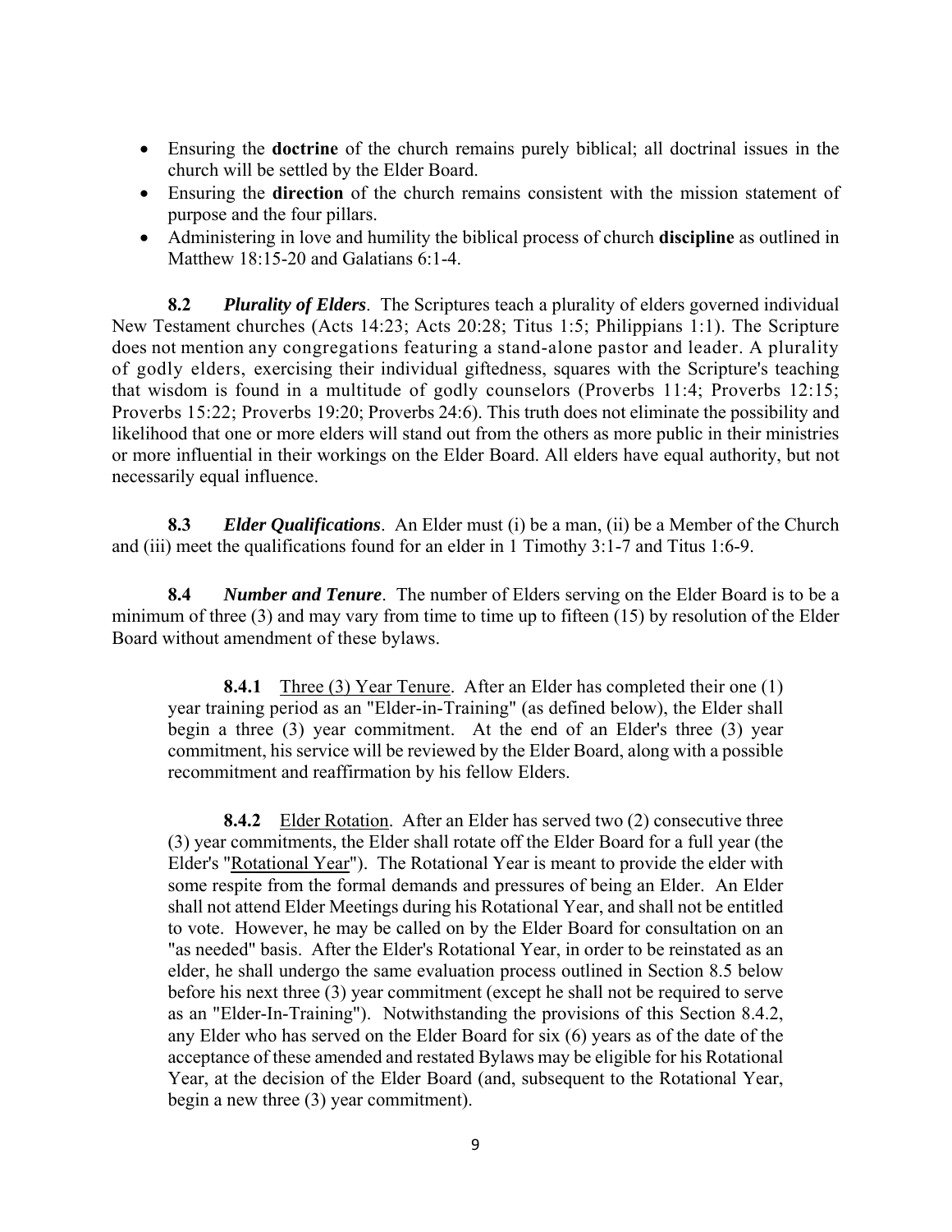- Ensuring the **doctrine** of the church remains purely biblical; all doctrinal issues in the church will be settled by the Elder Board.
- Ensuring the **direction** of the church remains consistent with the mission statement of purpose and the four pillars.
- Administering in love and humility the biblical process of church **discipline** as outlined in Matthew 18:15-20 and Galatians 6:1-4.

**8.2** ***Plurality of Elders***. The Scriptures teach a plurality of elders governed individual New Testament churches (Acts 14:23; Acts 20:28; Titus 1:5; Philippians 1:1). The Scripture does not mention any congregations featuring a stand-alone pastor and leader. A plurality of godly elders, exercising their individual giftedness, squares with the Scripture's teaching that wisdom is found in a multitude of godly counselors (Proverbs 11:4; Proverbs 12:15; Proverbs 15:22; Proverbs 19:20; Proverbs 24:6). This truth does not eliminate the possibility and likelihood that one or more elders will stand out from the others as more public in their ministries or more influential in their workings on the Elder Board. All elders have equal authority, but not necessarily equal influence.

**8.3** ***Elder Qualifications***. An Elder must (i) be a man, (ii) be a Member of the Church and (iii) meet the qualifications found for an elder in 1 Timothy 3:1-7 and Titus 1:6-9.

**8.4** ***Number and Tenure***. The number of Elders serving on the Elder Board is to be a minimum of three (3) and may vary from time to time up to fifteen (15) by resolution of the Elder Board without amendment of these bylaws.

> **8.4.1** <u>Three (3) Year Tenure</u>. After an Elder has completed their one (1) year training period as an "Elder-in-Training" (as defined below), the Elder shall begin a three (3) year commitment. At the end of an Elder's three (3) year commitment, his service will be reviewed by the Elder Board, along with a possible recommitment and reaffirmation by his fellow Elders.
>
> **8.4.2** <u>Elder Rotation</u>. After an Elder has served two (2) consecutive three (3) year commitments, the Elder shall rotate off the Elder Board for a full year (the Elder's "<u>Rotational Year</u>"). The Rotational Year is meant to provide the elder with some respite from the formal demands and pressures of being an Elder. An Elder shall not attend Elder Meetings during his Rotational Year, and shall not be entitled to vote. However, he may be called on by the Elder Board for consultation on an "as needed" basis. After the Elder's Rotational Year, in order to be reinstated as an elder, he shall undergo the same evaluation process outlined in Section 8.5 below before his next three (3) year commitment (except he shall not be required to serve as an "Elder-In-Training"). Notwithstanding the provisions of this Section 8.4.2, any Elder who has served on the Elder Board for six (6) years as of the date of the acceptance of these amended and restated Bylaws may be eligible for his Rotational Year, at the decision of the Elder Board (and, subsequent to the Rotational Year, begin a new three (3) year commitment).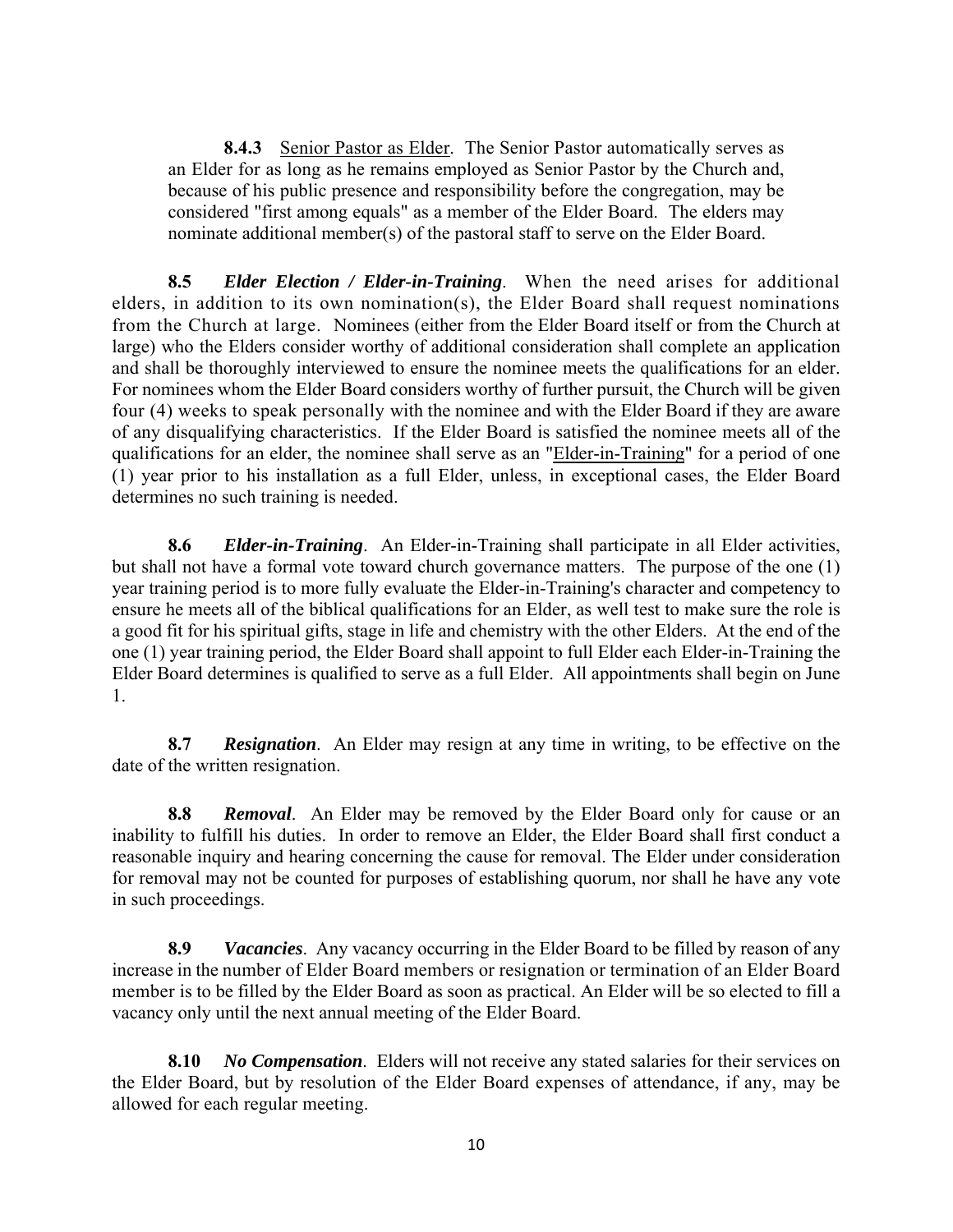**8.4.3** Senior Pastor as Elder. The Senior Pastor automatically serves as an Elder for as long as he remains employed as Senior Pastor by the Church and, because of his public presence and responsibility before the congregation, may be considered "first among equals" as a member of the Elder Board. The elders may nominate additional member(s) of the pastoral staff to serve on the Elder Board.

**8.5** ***Elder Election / Elder-in-Training***. When the need arises for additional elders, in addition to its own nomination(s), the Elder Board shall request nominations from the Church at large. Nominees (either from the Elder Board itself or from the Church at large) who the Elders consider worthy of additional consideration shall complete an application and shall be thoroughly interviewed to ensure the nominee meets the qualifications for an elder. For nominees whom the Elder Board considers worthy of further pursuit, the Church will be given four (4) weeks to speak personally with the nominee and with the Elder Board if they are aware of any disqualifying characteristics. If the Elder Board is satisfied the nominee meets all of the qualifications for an elder, the nominee shall serve as an "Elder-in-Training" for a period of one (1) year prior to his installation as a full Elder, unless, in exceptional cases, the Elder Board determines no such training is needed.

**8.6** ***Elder-in-Training***. An Elder-in-Training shall participate in all Elder activities, but shall not have a formal vote toward church governance matters. The purpose of the one (1) year training period is to more fully evaluate the Elder-in-Training's character and competency to ensure he meets all of the biblical qualifications for an Elder, as well test to make sure the role is a good fit for his spiritual gifts, stage in life and chemistry with the other Elders. At the end of the one (1) year training period, the Elder Board shall appoint to full Elder each Elder-in-Training the Elder Board determines is qualified to serve as a full Elder. All appointments shall begin on June 1.

**8.7** ***Resignation***. An Elder may resign at any time in writing, to be effective on the date of the written resignation.

**8.8** ***Removal***. An Elder may be removed by the Elder Board only for cause or an inability to fulfill his duties. In order to remove an Elder, the Elder Board shall first conduct a reasonable inquiry and hearing concerning the cause for removal. The Elder under consideration for removal may not be counted for purposes of establishing quorum, nor shall he have any vote in such proceedings.

**8.9** ***Vacancies***. Any vacancy occurring in the Elder Board to be filled by reason of any increase in the number of Elder Board members or resignation or termination of an Elder Board member is to be filled by the Elder Board as soon as practical. An Elder will be so elected to fill a vacancy only until the next annual meeting of the Elder Board.

**8.10** ***No Compensation***. Elders will not receive any stated salaries for their services on the Elder Board, but by resolution of the Elder Board expenses of attendance, if any, may be allowed for each regular meeting.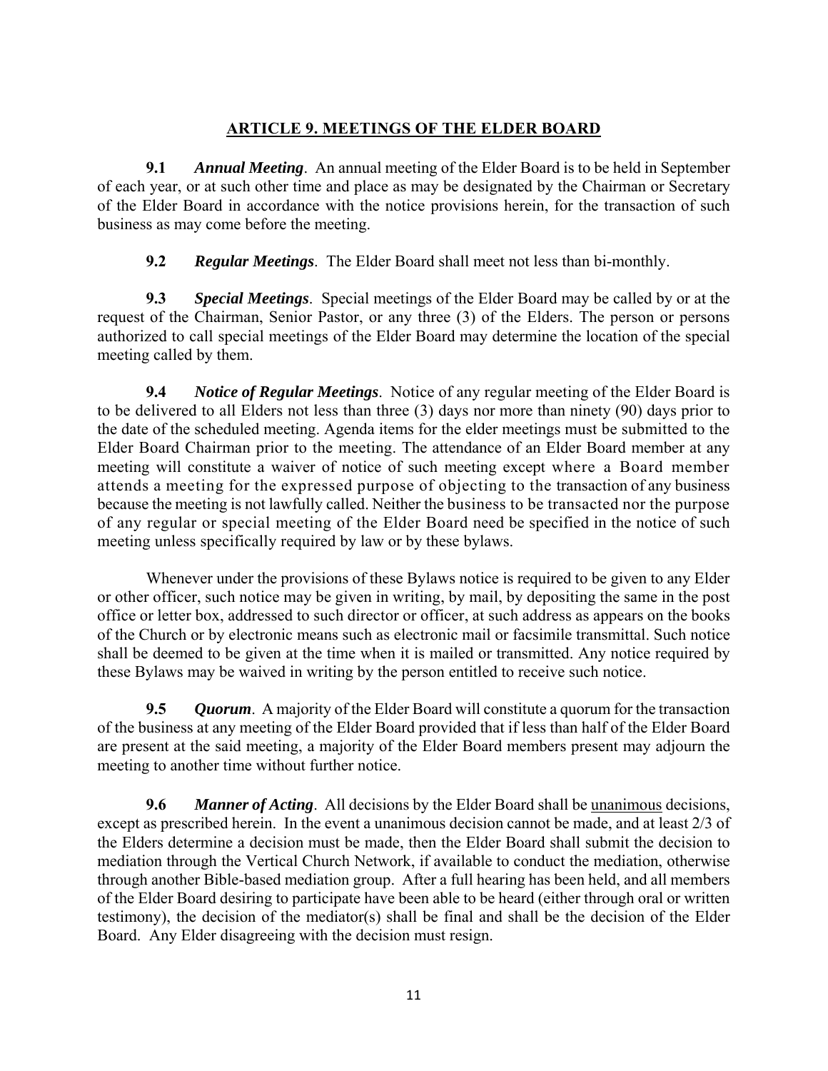## ARTICLE 9. MEETINGS OF THE ELDER BOARD

**9.1** ***Annual Meeting***. An annual meeting of the Elder Board is to be held in September of each year, or at such other time and place as may be designated by the Chairman or Secretary of the Elder Board in accordance with the notice provisions herein, for the transaction of such business as may come before the meeting.

**9.2** ***Regular Meetings***. The Elder Board shall meet not less than bi-monthly.

**9.3** ***Special Meetings***. Special meetings of the Elder Board may be called by or at the request of the Chairman, Senior Pastor, or any three (3) of the Elders. The person or persons authorized to call special meetings of the Elder Board may determine the location of the special meeting called by them.

**9.4** ***Notice of Regular Meetings***. Notice of any regular meeting of the Elder Board is to be delivered to all Elders not less than three (3) days nor more than ninety (90) days prior to the date of the scheduled meeting. Agenda items for the elder meetings must be submitted to the Elder Board Chairman prior to the meeting. The attendance of an Elder Board member at any meeting will constitute a waiver of notice of such meeting except where a Board member attends a meeting for the expressed purpose of objecting to the transaction of any business because the meeting is not lawfully called. Neither the business to be transacted nor the purpose of any regular or special meeting of the Elder Board need be specified in the notice of such meeting unless specifically required by law or by these bylaws.

Whenever under the provisions of these Bylaws notice is required to be given to any Elder or other officer, such notice may be given in writing, by mail, by depositing the same in the post office or letter box, addressed to such director or officer, at such address as appears on the books of the Church or by electronic means such as electronic mail or facsimile transmittal. Such notice shall be deemed to be given at the time when it is mailed or transmitted. Any notice required by these Bylaws may be waived in writing by the person entitled to receive such notice.

**9.5** ***Quorum***. A majority of the Elder Board will constitute a quorum for the transaction of the business at any meeting of the Elder Board provided that if less than half of the Elder Board are present at the said meeting, a majority of the Elder Board members present may adjourn the meeting to another time without further notice.

**9.6** ***Manner of Acting***. All decisions by the Elder Board shall be unanimous decisions, except as prescribed herein. In the event a unanimous decision cannot be made, and at least 2/3 of the Elders determine a decision must be made, then the Elder Board shall submit the decision to mediation through the Vertical Church Network, if available to conduct the mediation, otherwise through another Bible-based mediation group. After a full hearing has been held, and all members of the Elder Board desiring to participate have been able to be heard (either through oral or written testimony), the decision of the mediator(s) shall be final and shall be the decision of the Elder Board. Any Elder disagreeing with the decision must resign.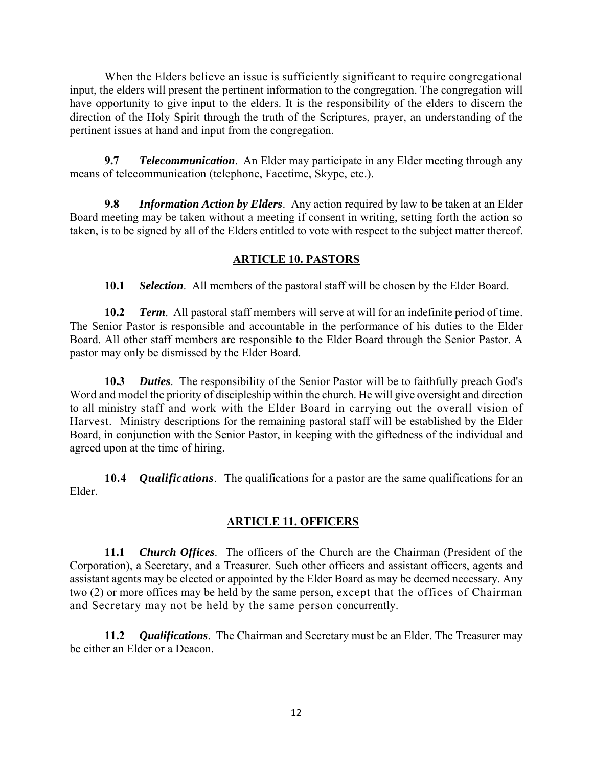When the Elders believe an issue is sufficiently significant to require congregational input, the elders will present the pertinent information to the congregation. The congregation will have opportunity to give input to the elders. It is the responsibility of the elders to discern the direction of the Holy Spirit through the truth of the Scriptures, prayer, an understanding of the pertinent issues at hand and input from the congregation.

**9.7** ***Telecommunication***. An Elder may participate in any Elder meeting through any means of telecommunication (telephone, Facetime, Skype, etc.).

**9.8** ***Information Action by Elders***. Any action required by law to be taken at an Elder Board meeting may be taken without a meeting if consent in writing, setting forth the action so taken, is to be signed by all of the Elders entitled to vote with respect to the subject matter thereof.

## ARTICLE 10. PASTORS

**10.1** ***Selection***. All members of the pastoral staff will be chosen by the Elder Board.

**10.2** ***Term***. All pastoral staff members will serve at will for an indefinite period of time. The Senior Pastor is responsible and accountable in the performance of his duties to the Elder Board. All other staff members are responsible to the Elder Board through the Senior Pastor. A pastor may only be dismissed by the Elder Board.

**10.3** ***Duties***. The responsibility of the Senior Pastor will be to faithfully preach God's Word and model the priority of discipleship within the church. He will give oversight and direction to all ministry staff and work with the Elder Board in carrying out the overall vision of Harvest. Ministry descriptions for the remaining pastoral staff will be established by the Elder Board, in conjunction with the Senior Pastor, in keeping with the giftedness of the individual and agreed upon at the time of hiring.

**10.4** ***Qualifications***. The qualifications for a pastor are the same qualifications for an Elder.

## ARTICLE 11. OFFICERS

**11.1** ***Church Offices***. The officers of the Church are the Chairman (President of the Corporation), a Secretary, and a Treasurer. Such other officers and assistant officers, agents and assistant agents may be elected or appointed by the Elder Board as may be deemed necessary. Any two (2) or more offices may be held by the same person, except that the offices of Chairman and Secretary may not be held by the same person concurrently.

**11.2** ***Qualifications***. The Chairman and Secretary must be an Elder. The Treasurer may be either an Elder or a Deacon.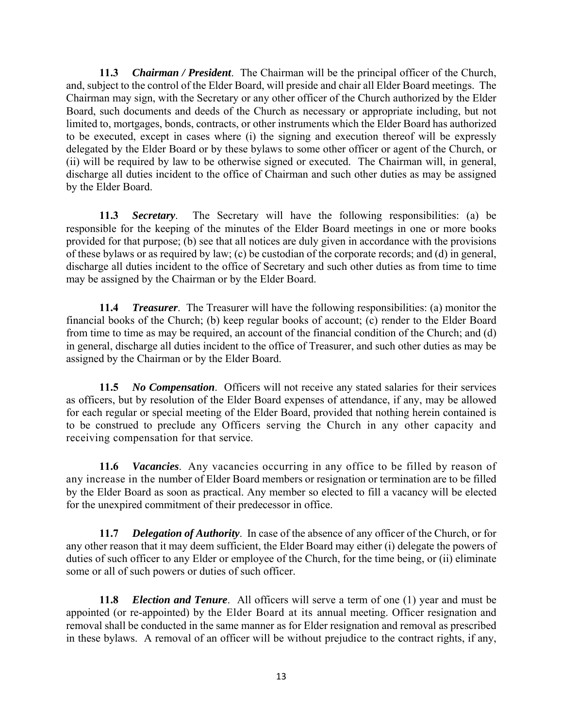**11.3** ***Chairman / President***. The Chairman will be the principal officer of the Church, and, subject to the control of the Elder Board, will preside and chair all Elder Board meetings. The Chairman may sign, with the Secretary or any other officer of the Church authorized by the Elder Board, such documents and deeds of the Church as necessary or appropriate including, but not limited to, mortgages, bonds, contracts, or other instruments which the Elder Board has authorized to be executed, except in cases where (i) the signing and execution thereof will be expressly delegated by the Elder Board or by these bylaws to some other officer or agent of the Church, or (ii) will be required by law to be otherwise signed or executed. The Chairman will, in general, discharge all duties incident to the office of Chairman and such other duties as may be assigned by the Elder Board.

**11.3** ***Secretary***. The Secretary will have the following responsibilities: (a) be responsible for the keeping of the minutes of the Elder Board meetings in one or more books provided for that purpose; (b) see that all notices are duly given in accordance with the provisions of these bylaws or as required by law; (c) be custodian of the corporate records; and (d) in general, discharge all duties incident to the office of Secretary and such other duties as from time to time may be assigned by the Chairman or by the Elder Board.

**11.4** ***Treasurer***. The Treasurer will have the following responsibilities: (a) monitor the financial books of the Church; (b) keep regular books of account; (c) render to the Elder Board from time to time as may be required, an account of the financial condition of the Church; and (d) in general, discharge all duties incident to the office of Treasurer, and such other duties as may be assigned by the Chairman or by the Elder Board.

**11.5** ***No Compensation***. Officers will not receive any stated salaries for their services as officers, but by resolution of the Elder Board expenses of attendance, if any, may be allowed for each regular or special meeting of the Elder Board, provided that nothing herein contained is to be construed to preclude any Officers serving the Church in any other capacity and receiving compensation for that service.

**11.6** ***Vacancies***. Any vacancies occurring in any office to be filled by reason of any increase in the number of Elder Board members or resignation or termination are to be filled by the Elder Board as soon as practical. Any member so elected to fill a vacancy will be elected for the unexpired commitment of their predecessor in office.

**11.7** ***Delegation of Authority***. In case of the absence of any officer of the Church, or for any other reason that it may deem sufficient, the Elder Board may either (i) delegate the powers of duties of such officer to any Elder or employee of the Church, for the time being, or (ii) eliminate some or all of such powers or duties of such officer.

**11.8** ***Election and Tenure***. All officers will serve a term of one (1) year and must be appointed (or re-appointed) by the Elder Board at its annual meeting. Officer resignation and removal shall be conducted in the same manner as for Elder resignation and removal as prescribed in these bylaws. A removal of an officer will be without prejudice to the contract rights, if any,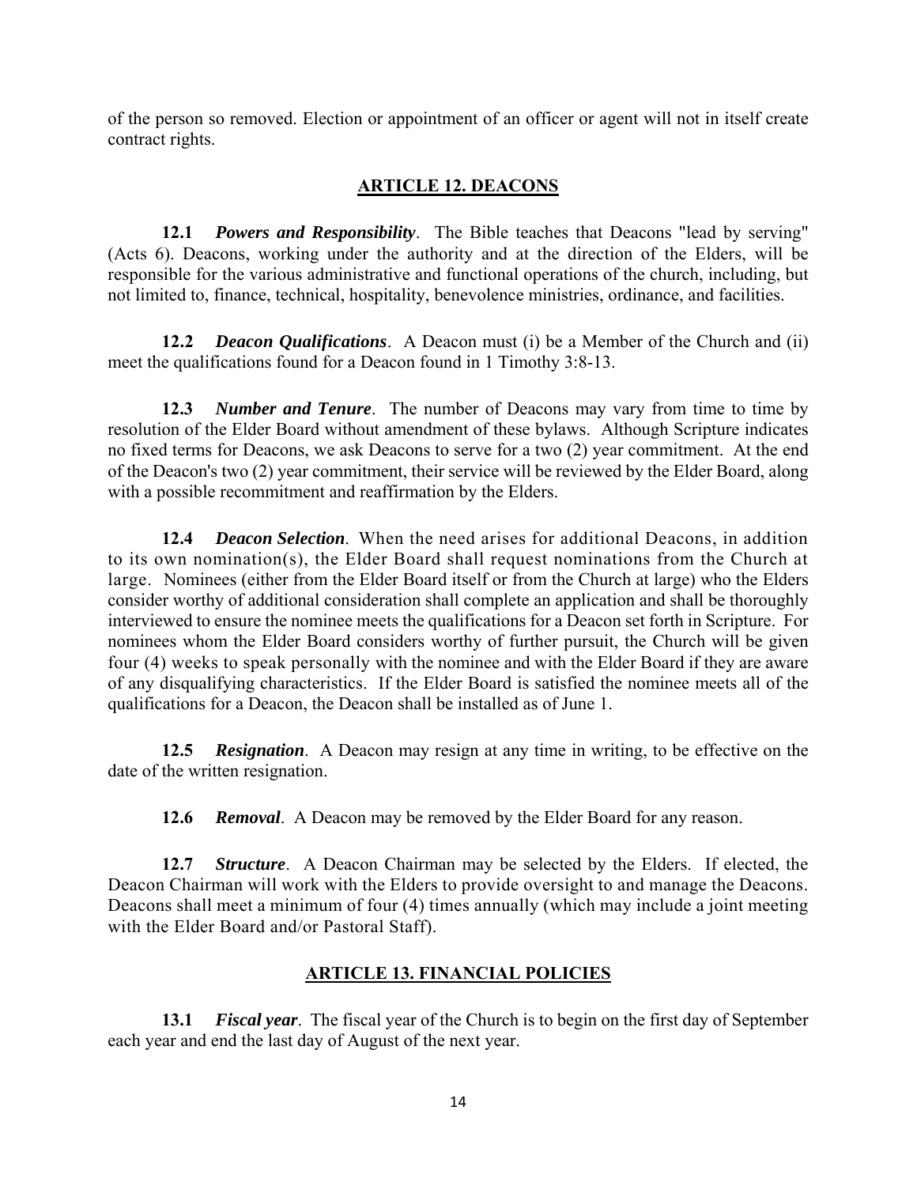of the person so removed. Election or appointment of an officer or agent will not in itself create contract rights.

## ARTICLE 12. DEACONS

**12.1** ***Powers and Responsibility***. The Bible teaches that Deacons "lead by serving" (Acts 6). Deacons, working under the authority and at the direction of the Elders, will be responsible for the various administrative and functional operations of the church, including, but not limited to, finance, technical, hospitality, benevolence ministries, ordinance, and facilities.

**12.2** ***Deacon Qualifications***. A Deacon must (i) be a Member of the Church and (ii) meet the qualifications found for a Deacon found in 1 Timothy 3:8-13.

**12.3** ***Number and Tenure***. The number of Deacons may vary from time to time by resolution of the Elder Board without amendment of these bylaws. Although Scripture indicates no fixed terms for Deacons, we ask Deacons to serve for a two (2) year commitment. At the end of the Deacon's two (2) year commitment, their service will be reviewed by the Elder Board, along with a possible recommitment and reaffirmation by the Elders.

**12.4** ***Deacon Selection***. When the need arises for additional Deacons, in addition to its own nomination(s), the Elder Board shall request nominations from the Church at large. Nominees (either from the Elder Board itself or from the Church at large) who the Elders consider worthy of additional consideration shall complete an application and shall be thoroughly interviewed to ensure the nominee meets the qualifications for a Deacon set forth in Scripture. For nominees whom the Elder Board considers worthy of further pursuit, the Church will be given four (4) weeks to speak personally with the nominee and with the Elder Board if they are aware of any disqualifying characteristics. If the Elder Board is satisfied the nominee meets all of the qualifications for a Deacon, the Deacon shall be installed as of June 1.

**12.5** ***Resignation***. A Deacon may resign at any time in writing, to be effective on the date of the written resignation.

**12.6** ***Removal***. A Deacon may be removed by the Elder Board for any reason.

**12.7** ***Structure***. A Deacon Chairman may be selected by the Elders. If elected, the Deacon Chairman will work with the Elders to provide oversight to and manage the Deacons. Deacons shall meet a minimum of four (4) times annually (which may include a joint meeting with the Elder Board and/or Pastoral Staff).

## ARTICLE 13. FINANCIAL POLICIES

**13.1** ***Fiscal year***. The fiscal year of the Church is to begin on the first day of September each year and end the last day of August of the next year.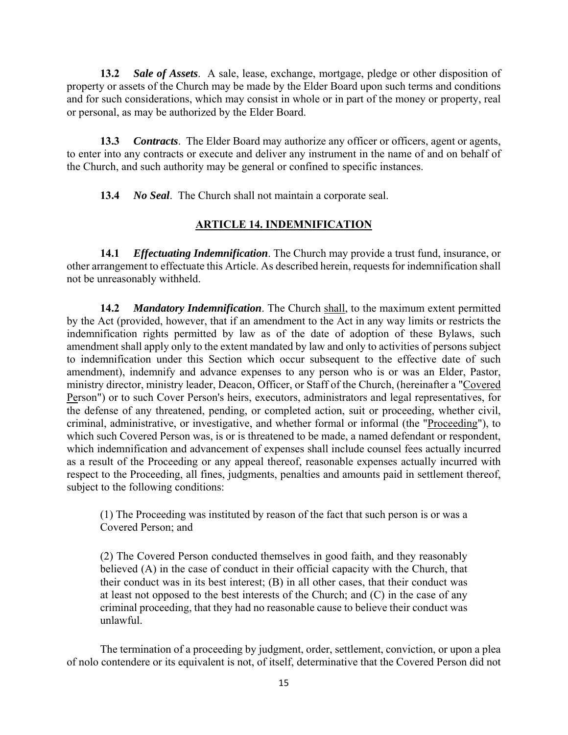**13.2** ***Sale of Assets***. A sale, lease, exchange, mortgage, pledge or other disposition of property or assets of the Church may be made by the Elder Board upon such terms and conditions and for such considerations, which may consist in whole or in part of the money or property, real or personal, as may be authorized by the Elder Board.

**13.3** ***Contracts***. The Elder Board may authorize any officer or officers, agent or agents, to enter into any contracts or execute and deliver any instrument in the name of and on behalf of the Church, and such authority may be general or confined to specific instances.

**13.4** ***No Seal***. The Church shall not maintain a corporate seal.

## ARTICLE 14. INDEMNIFICATION

**14.1** ***Effectuating Indemnification***. The Church may provide a trust fund, insurance, or other arrangement to effectuate this Article. As described herein, requests for indemnification shall not be unreasonably withheld.

**14.2** ***Mandatory Indemnification***. The Church shall, to the maximum extent permitted by the Act (provided, however, that if an amendment to the Act in any way limits or restricts the indemnification rights permitted by law as of the date of adoption of these Bylaws, such amendment shall apply only to the extent mandated by law and only to activities of persons subject to indemnification under this Section which occur subsequent to the effective date of such amendment), indemnify and advance expenses to any person who is or was an Elder, Pastor, ministry director, ministry leader, Deacon, Officer, or Staff of the Church, (hereinafter a "Covered Person") or to such Cover Person's heirs, executors, administrators and legal representatives, for the defense of any threatened, pending, or completed action, suit or proceeding, whether civil, criminal, administrative, or investigative, and whether formal or informal (the "Proceeding"), to which such Covered Person was, is or is threatened to be made, a named defendant or respondent, which indemnification and advancement of expenses shall include counsel fees actually incurred as a result of the Proceeding or any appeal thereof, reasonable expenses actually incurred with respect to the Proceeding, all fines, judgments, penalties and amounts paid in settlement thereof, subject to the following conditions:

(1) The Proceeding was instituted by reason of the fact that such person is or was a Covered Person; and

(2) The Covered Person conducted themselves in good faith, and they reasonably believed (A) in the case of conduct in their official capacity with the Church, that their conduct was in its best interest; (B) in all other cases, that their conduct was at least not opposed to the best interests of the Church; and (C) in the case of any criminal proceeding, that they had no reasonable cause to believe their conduct was unlawful.

The termination of a proceeding by judgment, order, settlement, conviction, or upon a plea of nolo contendere or its equivalent is not, of itself, determinative that the Covered Person did not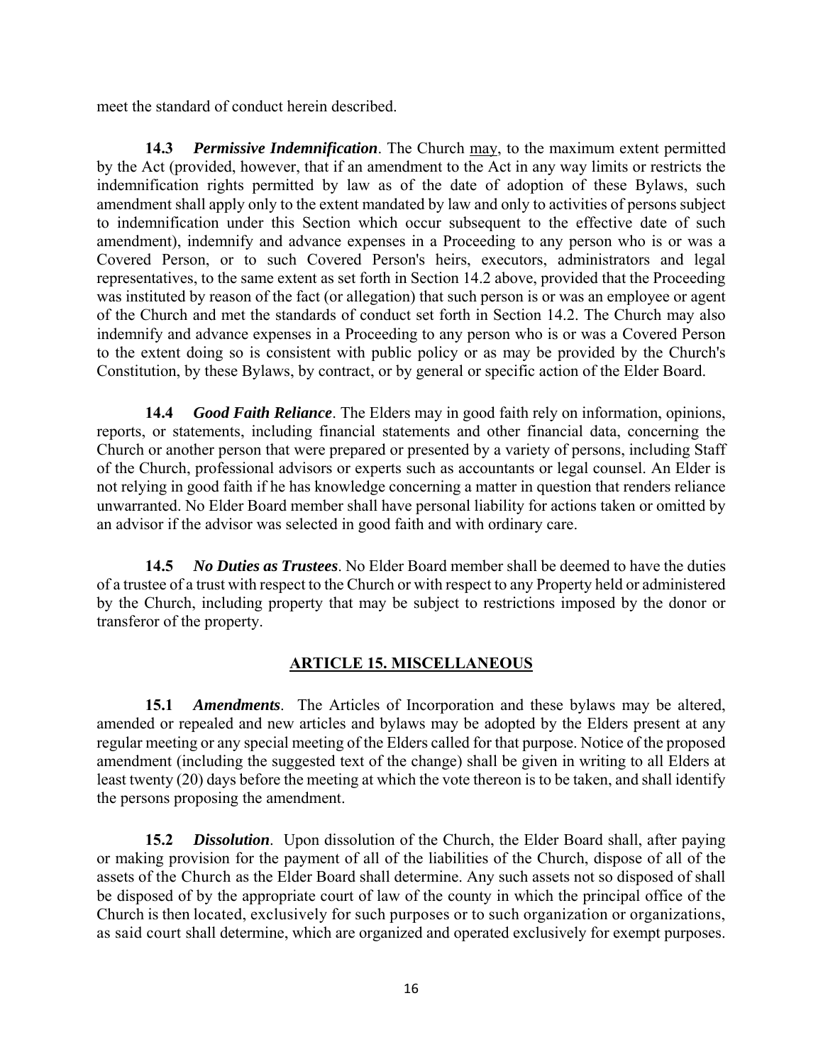meet the standard of conduct herein described.

**14.3** ***Permissive Indemnification***. The Church <u>may</u>, to the maximum extent permitted by the Act (provided, however, that if an amendment to the Act in any way limits or restricts the indemnification rights permitted by law as of the date of adoption of these Bylaws, such amendment shall apply only to the extent mandated by law and only to activities of persons subject to indemnification under this Section which occur subsequent to the effective date of such amendment), indemnify and advance expenses in a Proceeding to any person who is or was a Covered Person, or to such Covered Person's heirs, executors, administrators and legal representatives, to the same extent as set forth in Section 14.2 above, provided that the Proceeding was instituted by reason of the fact (or allegation) that such person is or was an employee or agent of the Church and met the standards of conduct set forth in Section 14.2. The Church may also indemnify and advance expenses in a Proceeding to any person who is or was a Covered Person to the extent doing so is consistent with public policy or as may be provided by the Church's Constitution, by these Bylaws, by contract, or by general or specific action of the Elder Board.

**14.4** ***Good Faith Reliance***. The Elders may in good faith rely on information, opinions, reports, or statements, including financial statements and other financial data, concerning the Church or another person that were prepared or presented by a variety of persons, including Staff of the Church, professional advisors or experts such as accountants or legal counsel. An Elder is not relying in good faith if he has knowledge concerning a matter in question that renders reliance unwarranted. No Elder Board member shall have personal liability for actions taken or omitted by an advisor if the advisor was selected in good faith and with ordinary care.

**14.5** ***No Duties as Trustees***. No Elder Board member shall be deemed to have the duties of a trustee of a trust with respect to the Church or with respect to any Property held or administered by the Church, including property that may be subject to restrictions imposed by the donor or transferor of the property.

## ARTICLE 15. MISCELLANEOUS

**15.1** ***Amendments***. The Articles of Incorporation and these bylaws may be altered, amended or repealed and new articles and bylaws may be adopted by the Elders present at any regular meeting or any special meeting of the Elders called for that purpose. Notice of the proposed amendment (including the suggested text of the change) shall be given in writing to all Elders at least twenty (20) days before the meeting at which the vote thereon is to be taken, and shall identify the persons proposing the amendment.

**15.2** ***Dissolution***. Upon dissolution of the Church, the Elder Board shall, after paying or making provision for the payment of all of the liabilities of the Church, dispose of all of the assets of the Church as the Elder Board shall determine. Any such assets not so disposed of shall be disposed of by the appropriate court of law of the county in which the principal office of the Church is then located, exclusively for such purposes or to such organization or organizations, as said court shall determine, which are organized and operated exclusively for exempt purposes.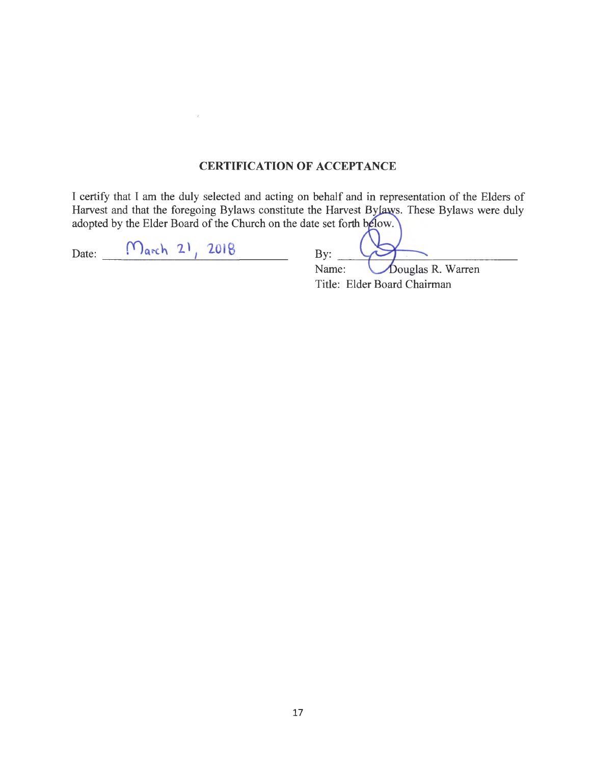## CERTIFICATION OF ACCEPTANCE

I certify that I am the duly selected and acting on behalf and in representation of the Elders of Harvest and that the foregoing Bylaws constitute the Harvest Bylaws. These Bylaws were duly adopted by the Elder Board of the Church on the date set forth below.

Date: March 21, 2018

By: ______________________

Name: Douglas R. Warren

Title: Elder Board Chairman